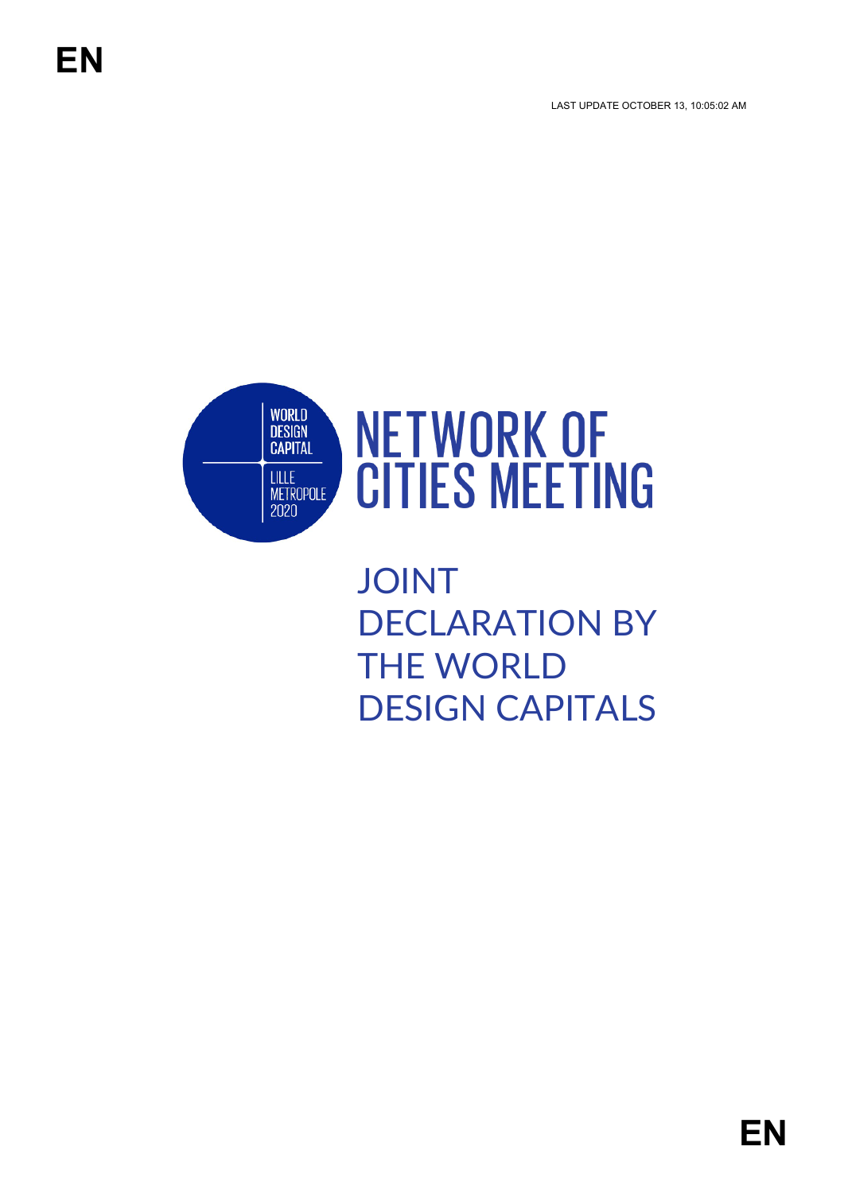EN

LAST UPDATE OCTOBER 13, 10:05:02 AM

WORLD DESIGN CAPITAL

LILLE METROPOLE 2020

# NETWORK OF CITIES MEETING

## JOINT DECLARATION BY THE WORLD DESIGN CAPITALS

EN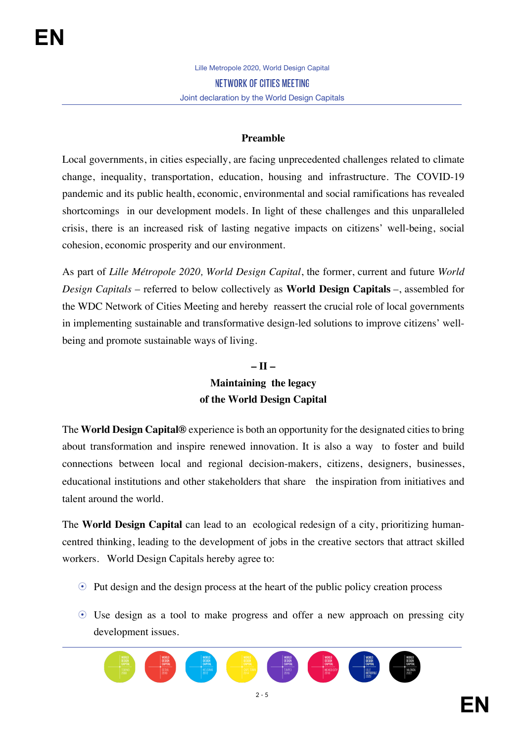### Preamble

Local governments, in cities especially, are facing unprecedented challenges related to climate change, inequality, transportation, education, housing and infrastructure. The COVID-19 pandemic and its public health, economic, environmental and social ramifications has revealed shortcomings in our development models. In light of these challenges and this unparalleled crisis, there is an increased risk of lasting negative impacts on citizens' well-being, social cohesion, economic prosperity and our environment.

As part of *Lille Métropole 2020, World Design Capital*, the former, current and future *World Design Capitals* – referred to below collectively as **World Design Capitals** –, assembled for the WDC Network of Cities Meeting and hereby reassert the crucial role of local governments in implementing sustainable and transformative design-led solutions to improve citizens' well-being and promote sustainable ways of living.

### – II –
### Maintaining the legacy of the World Design Capital

The **World Design Capital®** experience is both an opportunity for the designated cities to bring about transformation and inspire renewed innovation. It is also a way to foster and build connections between local and regional decision-makers, citizens, designers, businesses, educational institutions and other stakeholders that share the inspiration from initiatives and talent around the world.

The **World Design Capital** can lead to an ecological redesign of a city, prioritizing human-centred thinking, leading to the development of jobs in the creative sectors that attract skilled workers. World Design Capitals hereby agree to:

- Put design and the design process at the heart of the public policy creation process
- Use design as a tool to make progress and offer a new approach on pressing city development issues.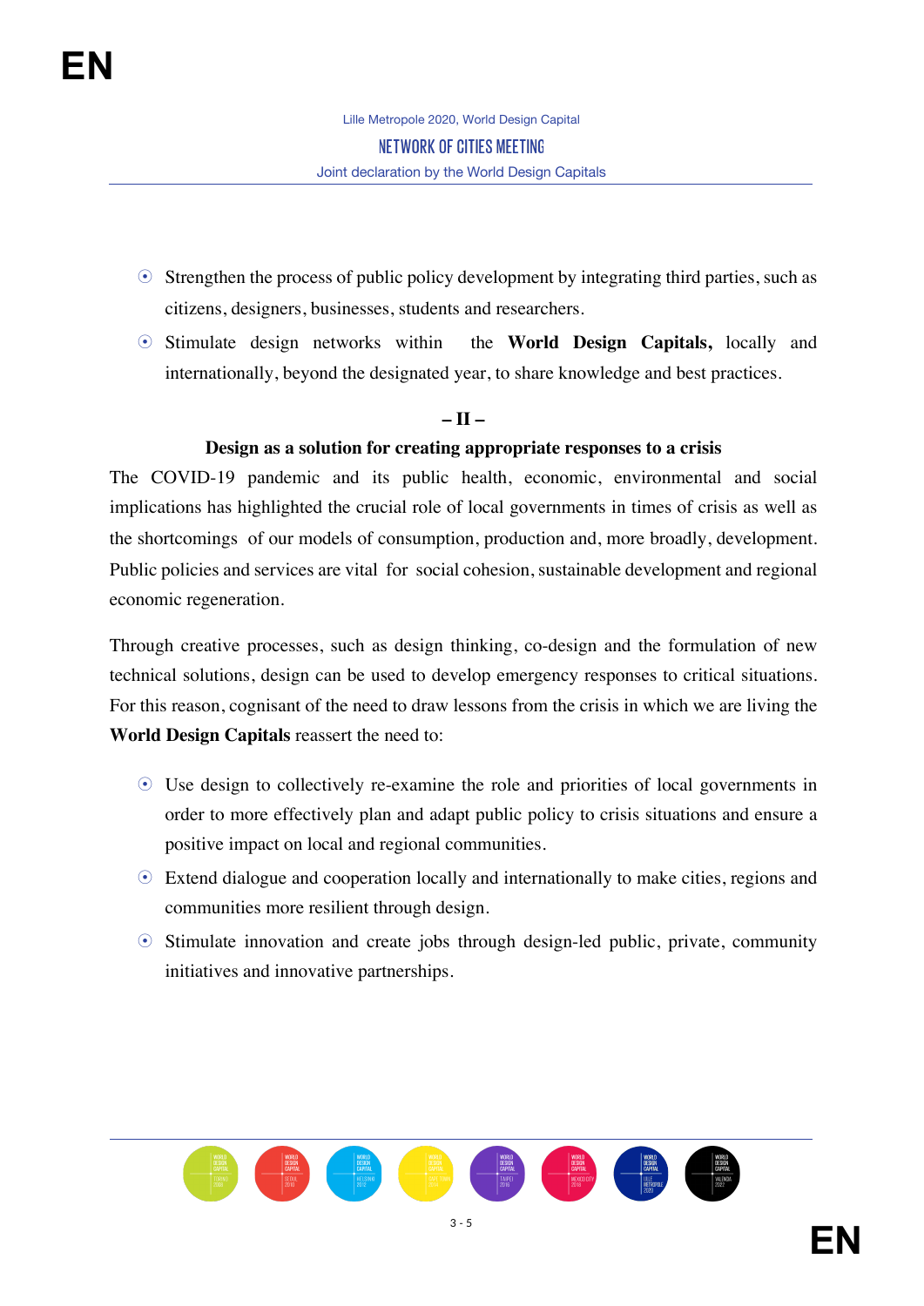- Strengthen the process of public policy development by integrating third parties, such as citizens, designers, businesses, students and researchers.
- Stimulate design networks within the **World Design Capitals,** locally and internationally, beyond the designated year, to share knowledge and best practices.

**– II –**

**Design as a solution for creating appropriate responses to a crisis**

The COVID-19 pandemic and its public health, economic, environmental and social implications has highlighted the crucial role of local governments in times of crisis as well as the shortcomings of our models of consumption, production and, more broadly, development. Public policies and services are vital for social cohesion, sustainable development and regional economic regeneration.

Through creative processes, such as design thinking, co-design and the formulation of new technical solutions, design can be used to develop emergency responses to critical situations. For this reason, cognisant of the need to draw lessons from the crisis in which we are living the **World Design Capitals** reassert the need to:

- Use design to collectively re-examine the role and priorities of local governments in order to more effectively plan and adapt public policy to crisis situations and ensure a positive impact on local and regional communities.
- Extend dialogue and cooperation locally and internationally to make cities, regions and communities more resilient through design.
- Stimulate innovation and create jobs through design-led public, private, community initiatives and innovative partnerships.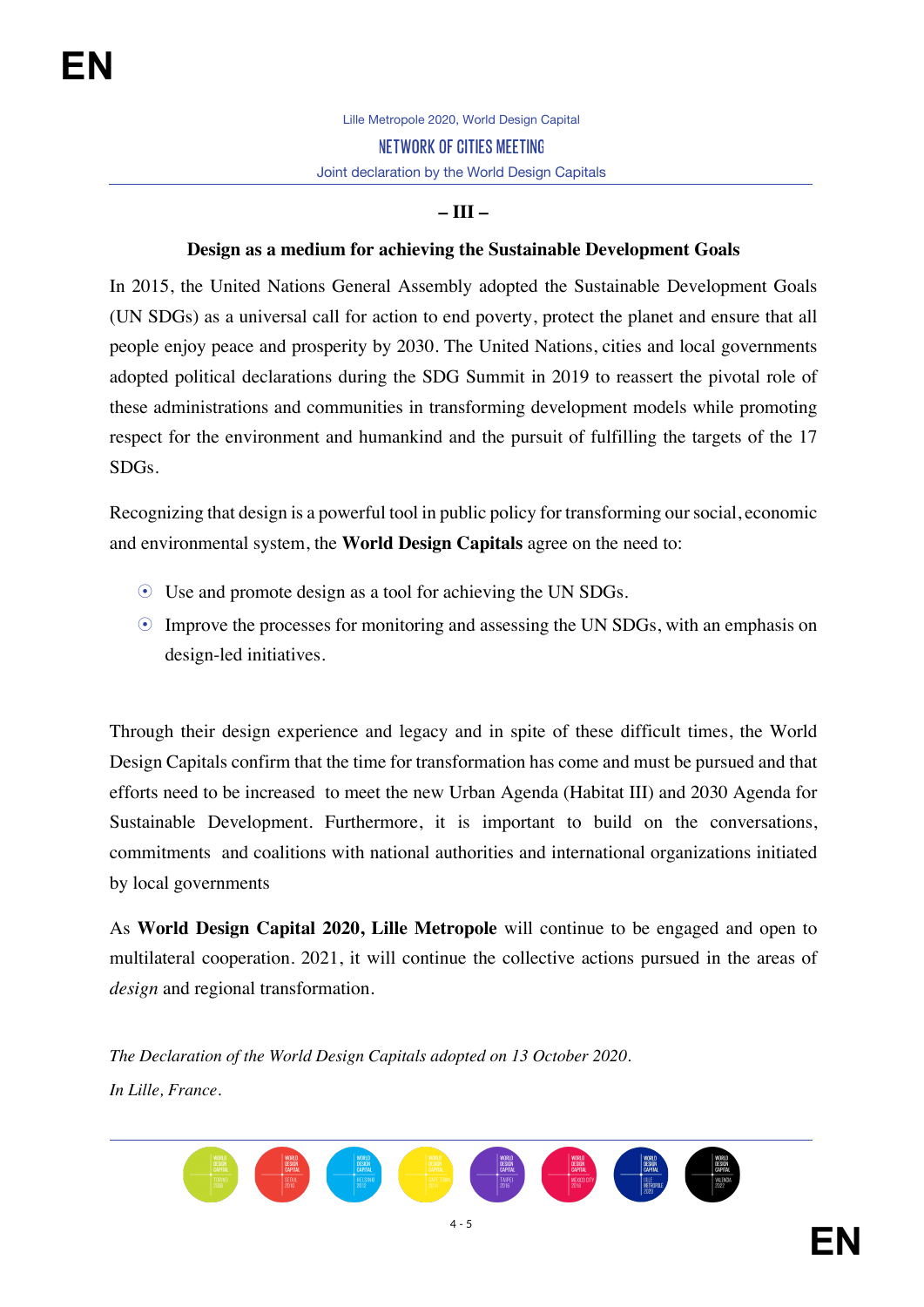– III –

## Design as a medium for achieving the Sustainable Development Goals

In 2015, the United Nations General Assembly adopted the Sustainable Development Goals (UN SDGs) as a universal call for action to end poverty, protect the planet and ensure that all people enjoy peace and prosperity by 2030. The United Nations, cities and local governments adopted political declarations during the SDG Summit in 2019 to reassert the pivotal role of these administrations and communities in transforming development models while promoting respect for the environment and humankind and the pursuit of fulfilling the targets of the 17 SDGs.

Recognizing that design is a powerful tool in public policy for transforming our social, economic and environmental system, the **World Design Capitals** agree on the need to:

- Use and promote design as a tool for achieving the UN SDGs.
- Improve the processes for monitoring and assessing the UN SDGs, with an emphasis on design-led initiatives.

Through their design experience and legacy and in spite of these difficult times, the World Design Capitals confirm that the time for transformation has come and must be pursued and that efforts need to be increased to meet the new Urban Agenda (Habitat III) and 2030 Agenda for Sustainable Development. Furthermore, it is important to build on the conversations, commitments and coalitions with national authorities and international organizations initiated by local governments

As **World Design Capital 2020, Lille Metropole** will continue to be engaged and open to multilateral cooperation. 2021, it will continue the collective actions pursued in the areas of *design* and regional transformation.

*The Declaration of the World Design Capitals adopted on 13 October 2020.*

*In Lille, France.*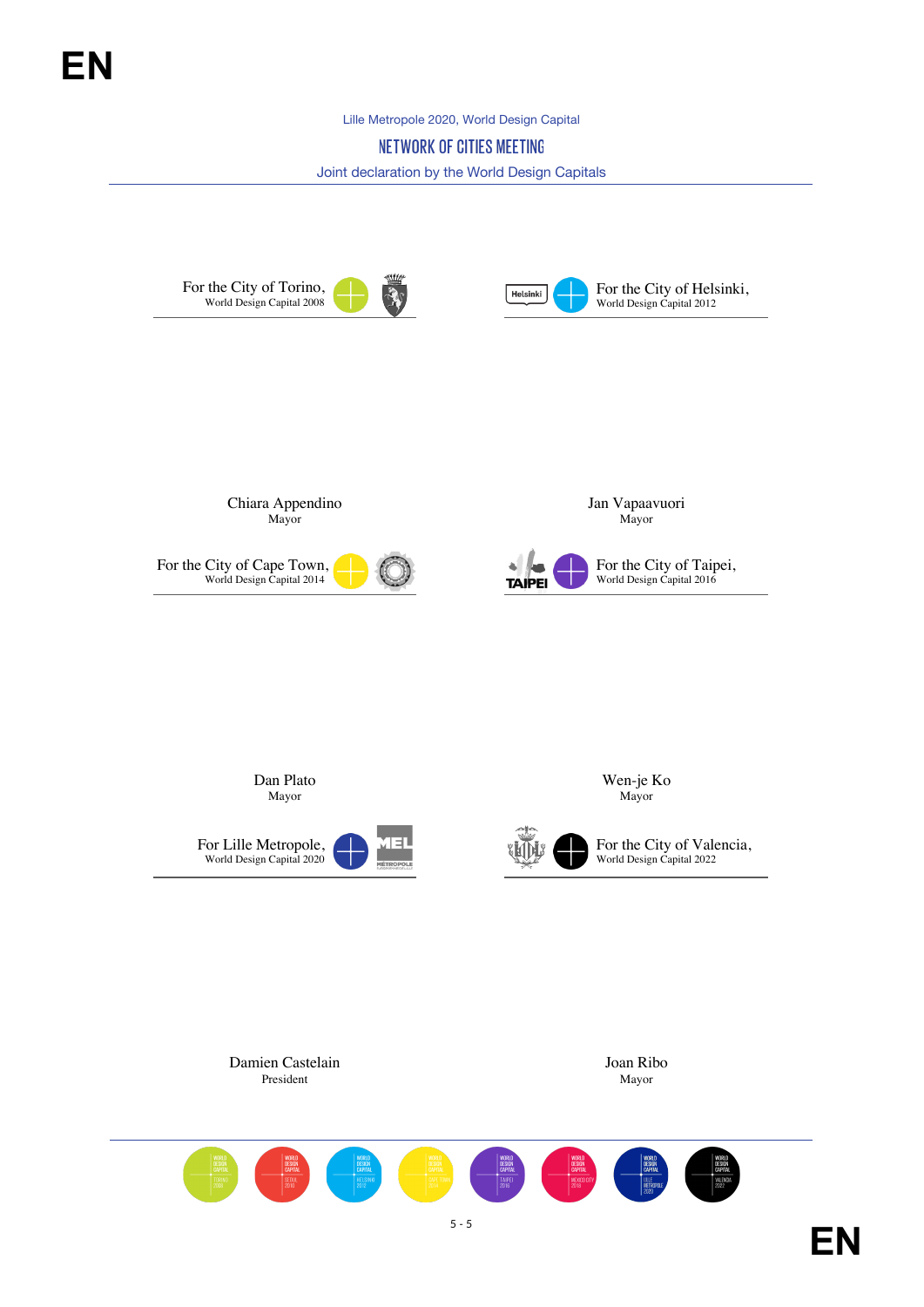Lille Metropole 2020, World Design Capital

## NETWORK OF CITIES MEETING

Joint declaration by the World Design Capitals

For the City of Torino,
World Design Capital 2008

Chiara Appendino
Mayor

For the City of Helsinki,
World Design Capital 2012

Jan Vapaavuori
Mayor

For the City of Cape Town,
World Design Capital 2014

Dan Plato
Mayor

For the City of Taipei,
World Design Capital 2016

Wen-je Ko
Mayor

For Lille Metropole,
World Design Capital 2020

Damien Castelain
President

For the City of Valencia,
World Design Capital 2022

Joan Ribo
Mayor